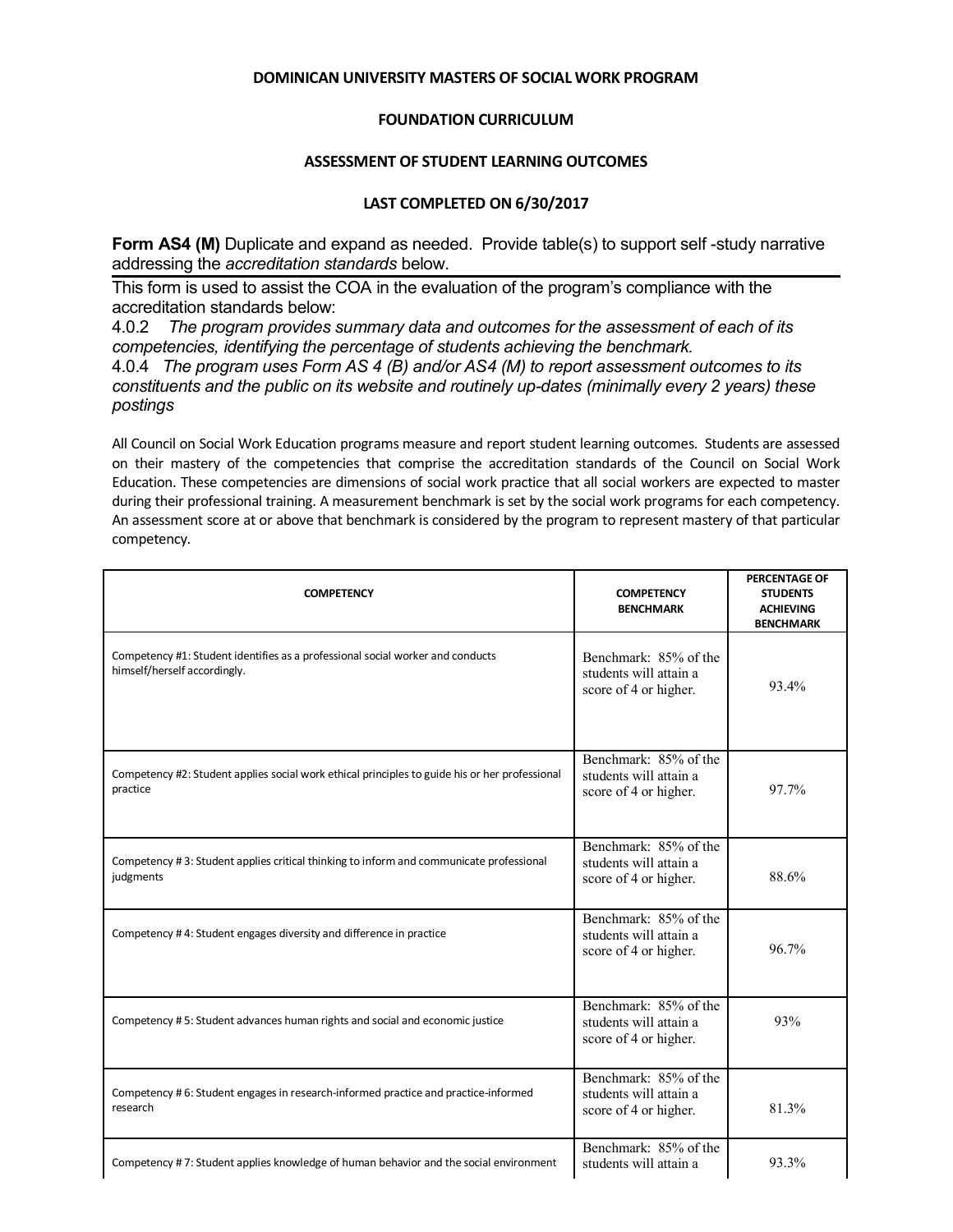**DOMINICAN UNIVERSITY MASTERS OF SOCIAL WORK PROGRAM**

**FOUNDATION CURRICULUM**

**ASSESSMENT OF STUDENT LEARNING OUTCOMES**

**LAST COMPLETED ON 6/30/2017**

**Form AS4 (M)** Duplicate and expand as needed. Provide table(s) to support self -study narrative addressing the *accreditation standards* below.

This form is used to assist the COA in the evaluation of the program's compliance with the accreditation standards below:

4.0.2 *The program provides summary data and outcomes for the assessment of each of its competencies, identifying the percentage of students achieving the benchmark.*

4.0.4 *The program uses Form AS 4 (B) and/or AS4 (M) to report assessment outcomes to its constituents and the public on its website and routinely up-dates (minimally every 2 years) these postings*

All Council on Social Work Education programs measure and report student learning outcomes. Students are assessed on their mastery of the competencies that comprise the accreditation standards of the Council on Social Work Education. These competencies are dimensions of social work practice that all social workers are expected to master during their professional training. A measurement benchmark is set by the social work programs for each competency. An assessment score at or above that benchmark is considered by the program to represent mastery of that particular competency.

| COMPETENCY | COMPETENCY BENCHMARK | PERCENTAGE OF STUDENTS ACHIEVING BENCHMARK |
|---|---|---|
| Competency #1: Student identifies as a professional social worker and conducts himself/herself accordingly. | Benchmark: 85% of the students will attain a score of 4 or higher. | 93.4% |
| Competency #2: Student applies social work ethical principles to guide his or her professional practice | Benchmark: 85% of the students will attain a score of 4 or higher. | 97.7% |
| Competency # 3: Student applies critical thinking to inform and communicate professional judgments | Benchmark: 85% of the students will attain a score of 4 or higher. | 88.6% |
| Competency # 4: Student engages diversity and difference in practice | Benchmark: 85% of the students will attain a score of 4 or higher. | 96.7% |
| Competency # 5: Student advances human rights and social and economic justice | Benchmark: 85% of the students will attain a score of 4 or higher. | 93% |
| Competency # 6: Student engages in research-informed practice and practice-informed research | Benchmark: 85% of the students will attain a score of 4 or higher. | 81.3% |
| Competency # 7: Student applies knowledge of human behavior and the social environment | Benchmark: 85% of the students will attain a | 93.3% |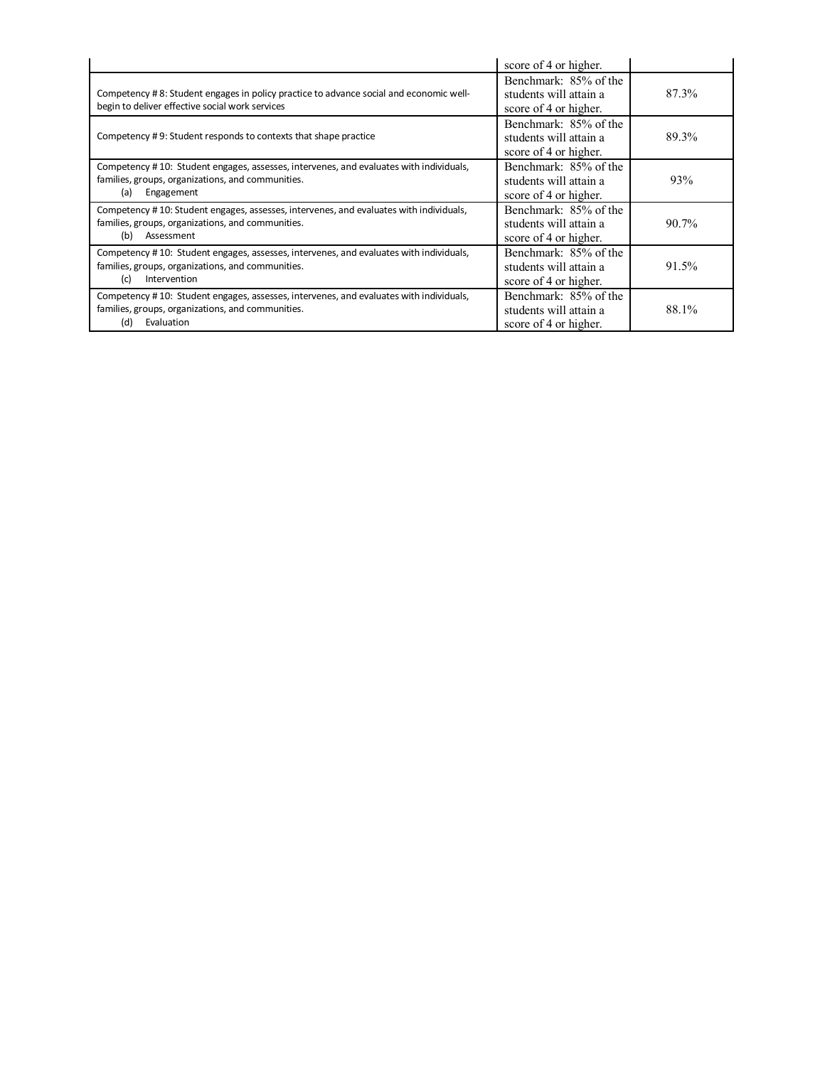| | | |
|---|---|---|
| | score of 4 or higher. | |
| Competency # 8: Student engages in policy practice to advance social and economic well-begin to deliver effective social work services | Benchmark: 85% of the students will attain a score of 4 or higher. | 87.3% |
| Competency # 9: Student responds to contexts that shape practice | Benchmark: 85% of the students will attain a score of 4 or higher. | 89.3% |
| Competency # 10: Student engages, assesses, intervenes, and evaluates with individuals, families, groups, organizations, and communities. (a) Engagement | Benchmark: 85% of the students will attain a score of 4 or higher. | 93% |
| Competency # 10: Student engages, assesses, intervenes, and evaluates with individuals, families, groups, organizations, and communities. (b) Assessment | Benchmark: 85% of the students will attain a score of 4 or higher. | 90.7% |
| Competency # 10: Student engages, assesses, intervenes, and evaluates with individuals, families, groups, organizations, and communities. (c) Intervention | Benchmark: 85% of the students will attain a score of 4 or higher. | 91.5% |
| Competency # 10: Student engages, assesses, intervenes, and evaluates with individuals, families, groups, organizations, and communities. (d) Evaluation | Benchmark: 85% of the students will attain a score of 4 or higher. | 88.1% |